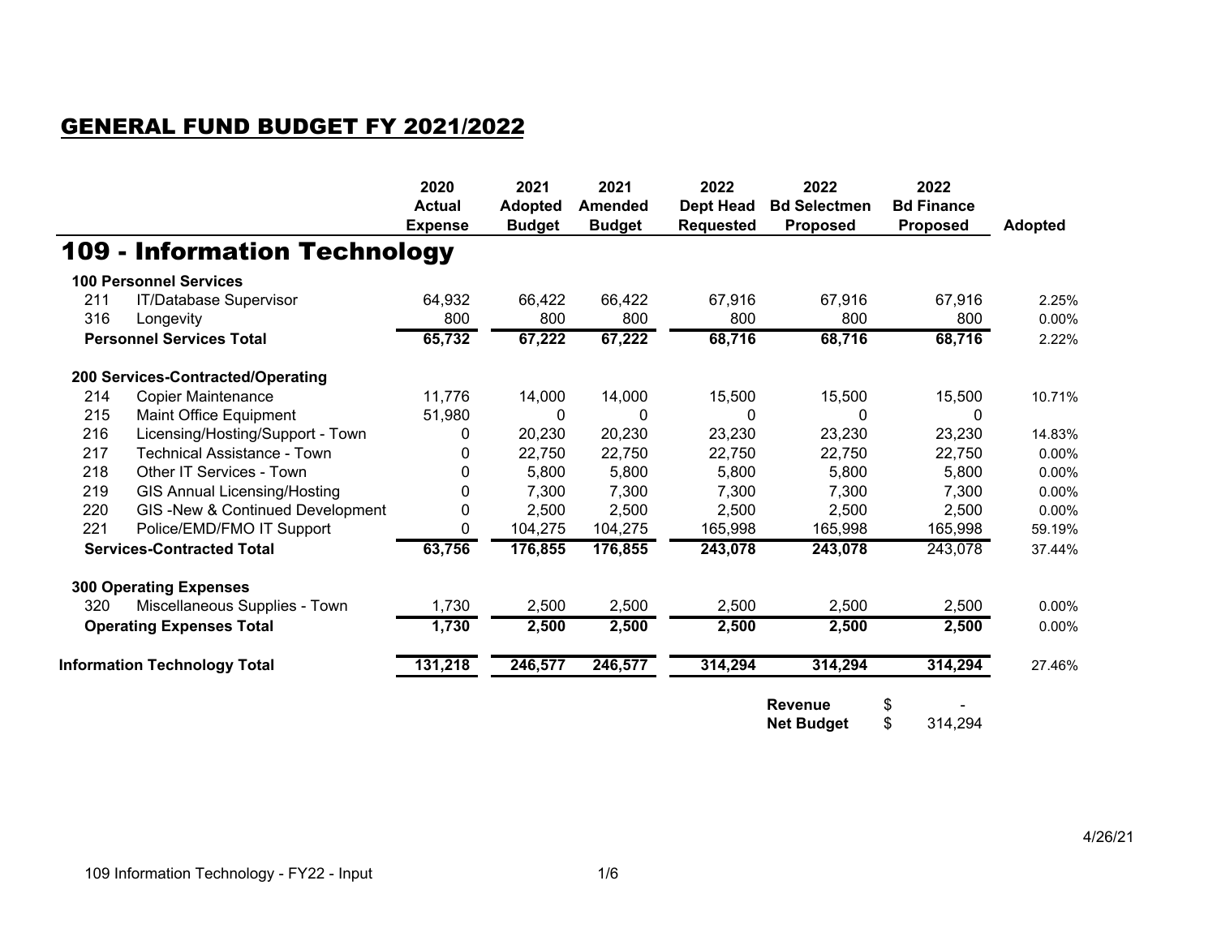## GENERAL FUND BUDGET FY 2021/2022

# 109 - Information Technology

| | | 2020 Actual Expense | 2021 Adopted Budget | 2021 Amended Budget | 2022 Dept Head Requested | 2022 Bd Selectmen Proposed | 2022 Bd Finance Proposed | Adopted |
|---|---|---|---|---|---|---|---|---|
| **100 Personnel Services** | | | | | | | | |
| 211 | IT/Database Supervisor | 64,932 | 66,422 | 66,422 | 67,916 | 67,916 | 67,916 | 2.25% |
| 316 | Longevity | 800 | 800 | 800 | 800 | 800 | 800 | 0.00% |
| **Personnel Services Total** | | **65,732** | **67,222** | **67,222** | **68,716** | **68,716** | **68,716** | 2.22% |
| **200 Services-Contracted/Operating** | | | | | | | | |
| 214 | Copier Maintenance | 11,776 | 14,000 | 14,000 | 15,500 | 15,500 | 15,500 | 10.71% |
| 215 | Maint Office Equipment | 51,980 | 0 | 0 | 0 | 0 | 0 | |
| 216 | Licensing/Hosting/Support - Town | 0 | 20,230 | 20,230 | 23,230 | 23,230 | 23,230 | 14.83% |
| 217 | Technical Assistance - Town | 0 | 22,750 | 22,750 | 22,750 | 22,750 | 22,750 | 0.00% |
| 218 | Other IT Services - Town | 0 | 5,800 | 5,800 | 5,800 | 5,800 | 5,800 | 0.00% |
| 219 | GIS Annual Licensing/Hosting | 0 | 7,300 | 7,300 | 7,300 | 7,300 | 7,300 | 0.00% |
| 220 | GIS -New & Continued Development | 0 | 2,500 | 2,500 | 2,500 | 2,500 | 2,500 | 0.00% |
| 221 | Police/EMD/FMO IT Support | 0 | 104,275 | 104,275 | 165,998 | 165,998 | 165,998 | 59.19% |
| **Services-Contracted Total** | | **63,756** | **176,855** | **176,855** | **243,078** | **243,078** | 243,078 | 37.44% |
| **300 Operating Expenses** | | | | | | | | |
| 320 | Miscellaneous Supplies - Town | 1,730 | 2,500 | 2,500 | 2,500 | 2,500 | 2,500 | 0.00% |
| **Operating Expenses Total** | | **1,730** | **2,500** | **2,500** | **2,500** | **2,500** | **2,500** | 0.00% |
| **Information Technology Total** | | **131,218** | **246,577** | **246,577** | **314,294** | **314,294** | **314,294** | 27.46% |

| | | |
|---|---|---|
| **Revenue** | $ | - |
| **Net Budget** | $ | 314,294 |

4/26/21

109 Information Technology - FY22 - Input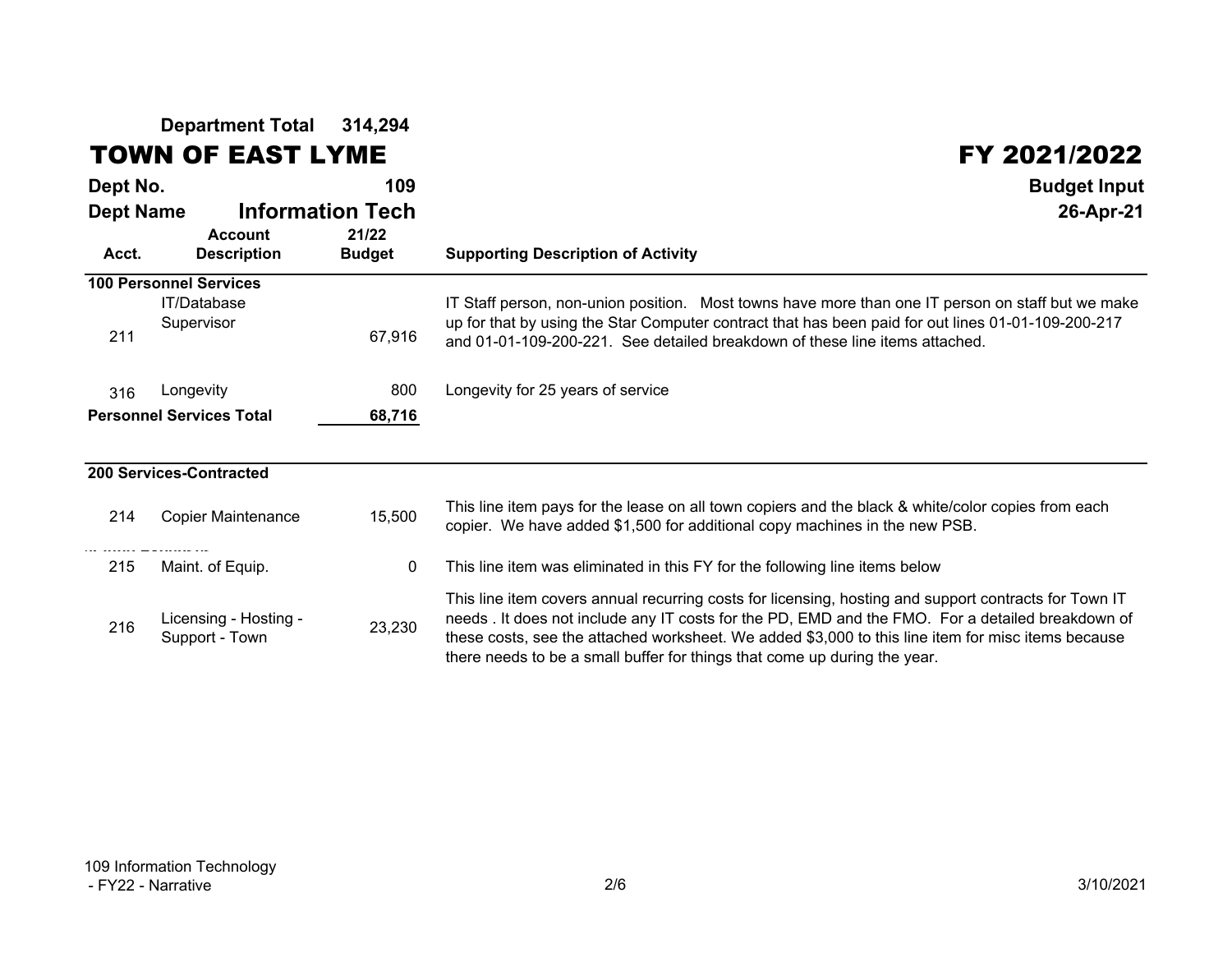**Department Total 314,294**

# TOWN OF EAST LYME

# FY 2021/2022

**Dept No.** **109**

**Dept Name** **Information Tech**

**Budget Input**

**26-Apr-21**

| Acct. | Account Description | 21/22 Budget | Supporting Description of Activity |
|---|---|---|---|
| **100 Personnel Services** | | | |
| 211 | IT/Database Supervisor | 67,916 | IT Staff person, non-union position. Most towns have more than one IT person on staff but we make up for that by using the Star Computer contract that has been paid for out lines 01-01-109-200-217 and 01-01-109-200-221. See detailed breakdown of these line items attached. |
| 316 | Longevity | 800 | Longevity for 25 years of service |
| **Personnel Services Total** | | **68,716** | |
| **200 Services-Contracted** | | | |
| 214 | Copier Maintenance | 15,500 | This line item pays for the lease on all town copiers and the black & white/color copies from each copier. We have added $1,500 for additional copy machines in the new PSB. |
| 215 | Maint. of Equip. | 0 | This line item was eliminated in this FY for the following line items below |
| 216 | Licensing - Hosting - Support - Town | 23,230 | This line item covers annual recurring costs for licensing, hosting and support contracts for Town IT needs . It does not include any IT costs for the PD, EMD and the FMO. For a detailed breakdown of these costs, see the attached worksheet. We added $3,000 to this line item for misc items because there needs to be a small buffer for things that come up during the year. |

109 Information Technology - FY22 - Narrative

3/10/2021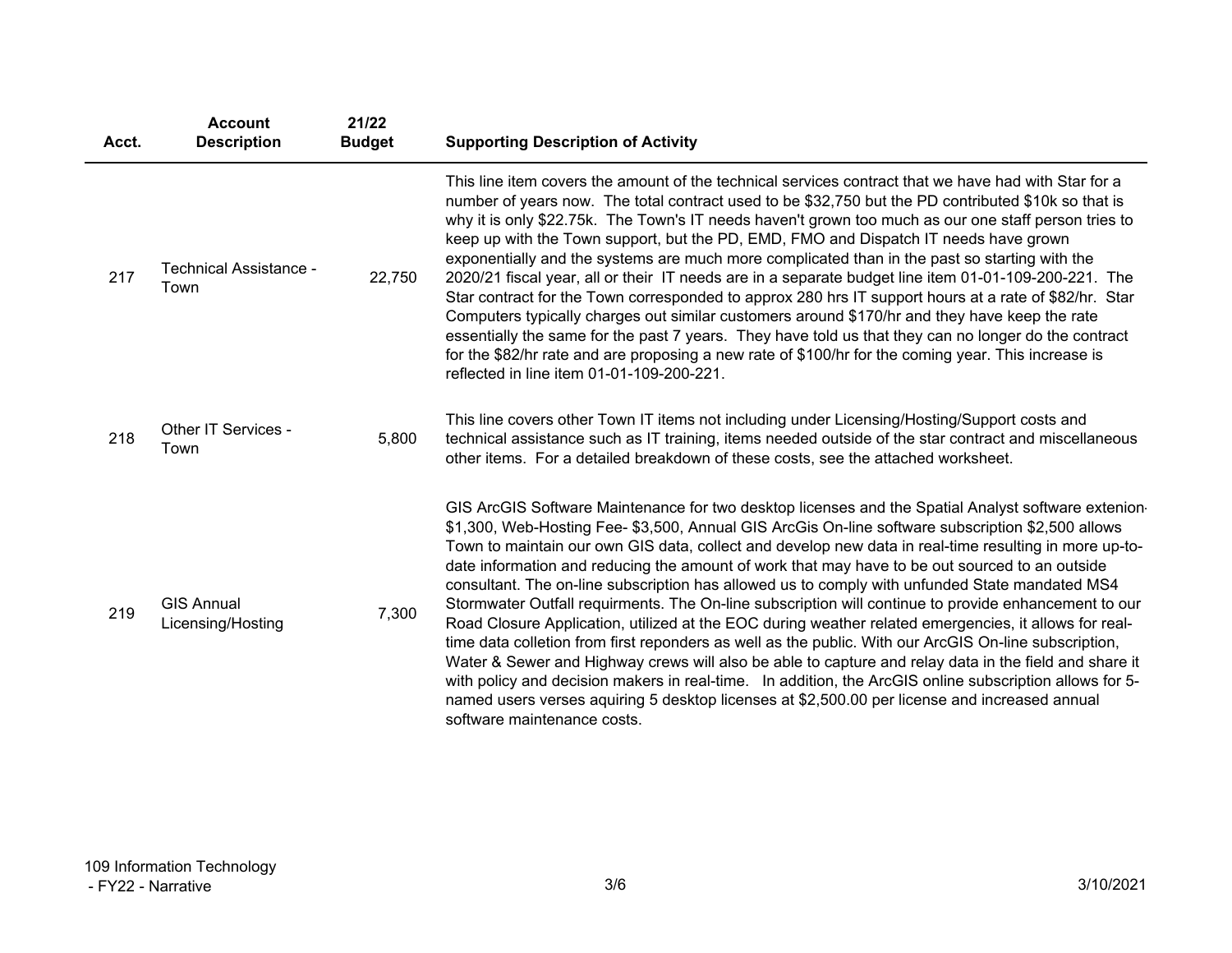| Acct. | Account Description | 21/22 Budget | Supporting Description of Activity |
|---|---|---|---|
| 217 | Technical Assistance - Town | 22,750 | This line item covers the amount of the technical services contract that we have had with Star for a number of years now. The total contract used to be $32,750 but the PD contributed $10k so that is why it is only $22.75k. The Town's IT needs haven't grown too much as our one staff person tries to keep up with the Town support, but the PD, EMD, FMO and Dispatch IT needs have grown exponentially and the systems are much more complicated than in the past so starting with the 2020/21 fiscal year, all or their IT needs are in a separate budget line item 01-01-109-200-221. The Star contract for the Town corresponded to approx 280 hrs IT support hours at a rate of $82/hr. Star Computers typically charges out similar customers around $170/hr and they have keep the rate essentially the same for the past 7 years. They have told us that they can no longer do the contract for the $82/hr rate and are proposing a new rate of $100/hr for the coming year. This increase is reflected in line item 01-01-109-200-221. |
| 218 | Other IT Services - Town | 5,800 | This line covers other Town IT items not including under Licensing/Hosting/Support costs and technical assistance such as IT training, items needed outside of the star contract and miscellaneous other items. For a detailed breakdown of these costs, see the attached worksheet. |
| 219 | GIS Annual Licensing/Hosting | 7,300 | GIS ArcGIS Software Maintenance for two desktop licenses and the Spatial Analyst software extenion- $1,300, Web-Hosting Fee- $3,500, Annual GIS ArcGis On-line software subscription $2,500 allows Town to maintain our own GIS data, collect and develop new data in real-time resulting in more up-to-date information and reducing the amount of work that may have to be out sourced to an outside consultant. The on-line subscription has allowed us to comply with unfunded State mandated MS4 Stormwater Outfall requirments. The On-line subscription will continue to provide enhancement to our Road Closure Application, utilized at the EOC during weather related emergencies, it allows for real-time data colletion from first reponders as well as the public. With our ArcGIS On-line subscription, Water & Sewer and Highway crews will also be able to capture and relay data in the field and share it with policy and decision makers in real-time. In addition, the ArcGIS online subscription allows for 5-named users verses aquiring 5 desktop licenses at $2,500.00 per license and increased annual software maintenance costs. |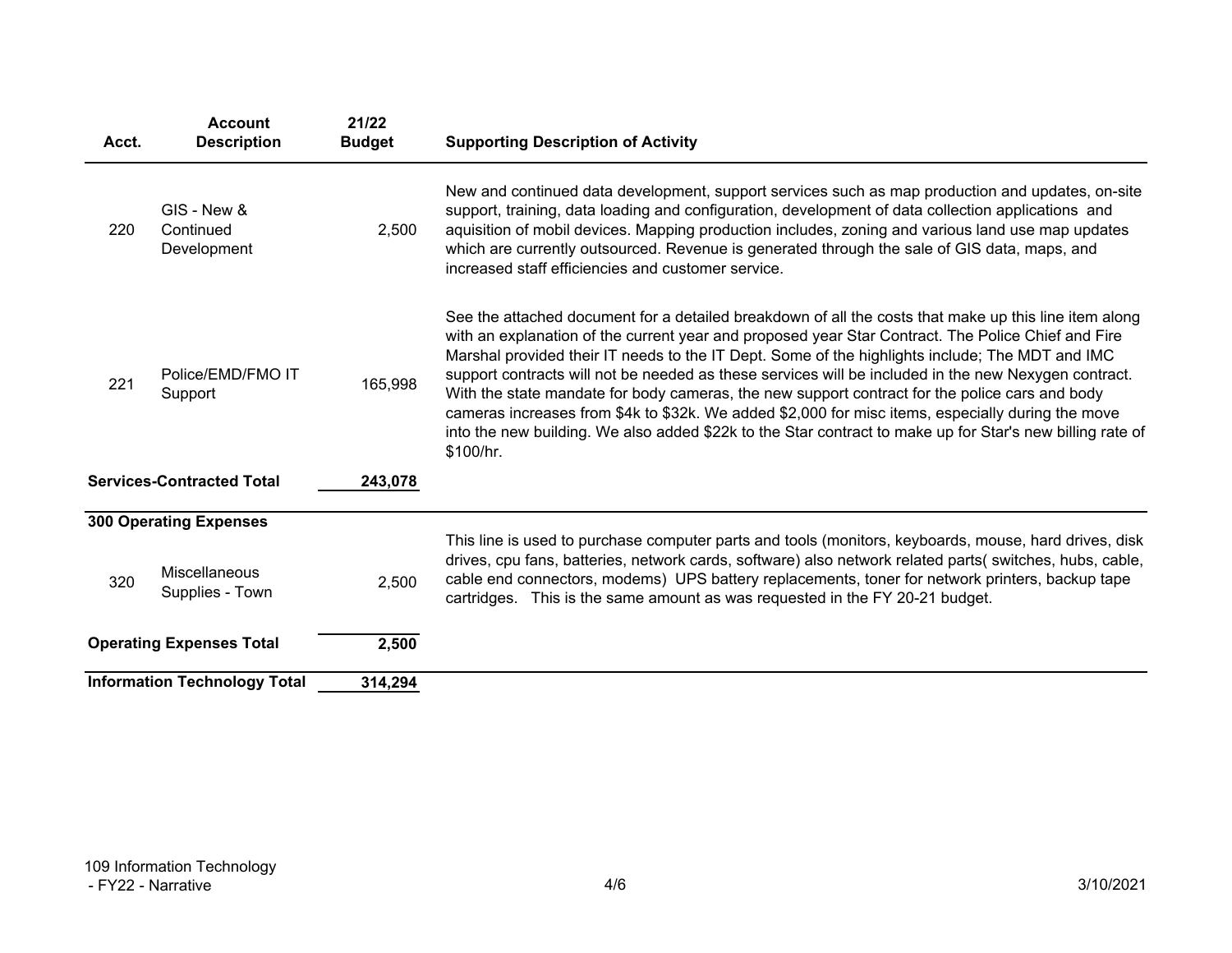| Acct. | Account Description | 21/22 Budget | Supporting Description of Activity |
|---|---|---|---|
| 220 | GIS - New & Continued Development | 2,500 | New and continued data development, support services such as map production and updates, on-site support, training, data loading and configuration, development of data collection applications and aquisition of mobil devices. Mapping production includes, zoning and various land use map updates which are currently outsourced. Revenue is generated through the sale of GIS data, maps, and increased staff efficiencies and customer service. |
| 221 | Police/EMD/FMO IT Support | 165,998 | See the attached document for a detailed breakdown of all the costs that make up this line item along with an explanation of the current year and proposed year Star Contract. The Police Chief and Fire Marshal provided their IT needs to the IT Dept. Some of the highlights include; The MDT and IMC support contracts will not be needed as these services will be included in the new Nexygen contract. With the state mandate for body cameras, the new support contract for the police cars and body cameras increases from $4k to $32k. We added $2,000 for misc items, especially during the move into the new building. We also added $22k to the Star contract to make up for Star's new billing rate of $100/hr. |
| **Services-Contracted Total** | | **243,078** | |
| **300 Operating Expenses** | | | |
| 320 | Miscellaneous Supplies - Town | 2,500 | This line is used to purchase computer parts and tools (monitors, keyboards, mouse, hard drives, disk drives, cpu fans, batteries, network cards, software) also network related parts( switches, hubs, cable, cable end connectors, modems) UPS battery replacements, toner for network printers, backup tape cartridges. This is the same amount as was requested in the FY 20-21 budget. |
| **Operating Expenses Total** | | **2,500** | |
| **Information Technology Total** | | **314,294** | |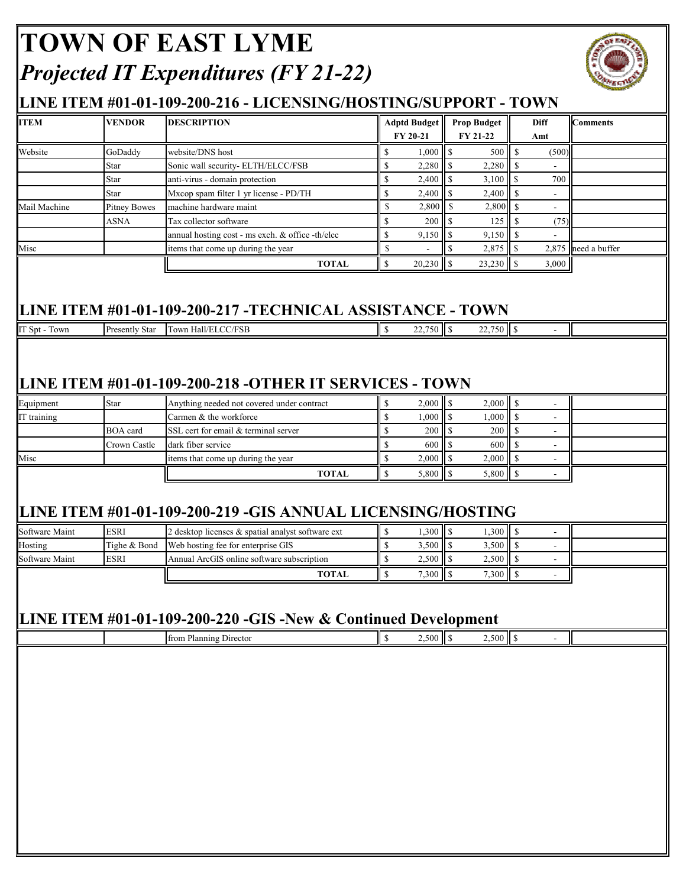# TOWN OF EAST LYME

## *Projected IT Expenditures (FY 21-22)*

## LINE ITEM #01-01-109-200-216 - LICENSING/HOSTING/SUPPORT - TOWN

| ITEM | VENDOR | DESCRIPTION | Adptd Budget FY 20-21 | Prop Budget FY 21-22 | Diff Amt | Comments |
|---|---|---|---|---|---|---|
| Website | GoDaddy | website/DNS host | $ 1,000 | $ 500 | $ (500) | |
| | Star | Sonic wall security- ELTH/ELCC/FSB | $ 2,280 | $ 2,280 | $ - | |
| | Star | anti-virus - domain protection | $ 2,400 | $ 3,100 | $ 700 | |
| | Star | Mxcop spam filter 1 yr license - PD/TH | $ 2,400 | $ 2,400 | $ - | |
| Mail Machine | Pitney Bowes | machine hardware maint | $ 2,800 | $ 2,800 | $ - | |
| | ASNA | Tax collector software | $ 200 | $ 125 | $ (75) | |
| | | annual hosting cost - ms exch. & office -th/elcc | $ 9,150 | $ 9,150 | $ - | |
| Misc | | items that come up during the year | $ - | $ 2,875 | $ 2,875 | need a buffer |
| | | **TOTAL** | $ 20,230 | $ 23,230 | $ 3,000 | |

## LINE ITEM #01-01-109-200-217 -TECHNICAL ASSISTANCE - TOWN

| ITEM | VENDOR | DESCRIPTION | Adptd Budget FY 20-21 | Prop Budget FY 21-22 | Diff Amt | Comments |
|---|---|---|---|---|---|---|
| IT Spt - Town | Presently Star | Town Hall/ELCC/FSB | $ 22,750 | $ 22,750 | $ - | |

## LINE ITEM #01-01-109-200-218 -OTHER IT SERVICES - TOWN

| ITEM | VENDOR | DESCRIPTION | Adptd Budget FY 20-21 | Prop Budget FY 21-22 | Diff Amt | Comments |
|---|---|---|---|---|---|---|
| Equipment | Star | Anything needed not covered under contract | $ 2,000 | $ 2,000 | $ - | |
| IT training | | Carmen & the workforce | $ 1,000 | $ 1,000 | $ - | |
| | BOA card | SSL cert for email & terminal server | $ 200 | $ 200 | $ - | |
| | Crown Castle | dark fiber service | $ 600 | $ 600 | $ - | |
| Misc | | items that come up during the year | $ 2,000 | $ 2,000 | $ - | |
| | | **TOTAL** | $ 5,800 | $ 5,800 | $ - | |

## LINE ITEM #01-01-109-200-219 -GIS ANNUAL LICENSING/HOSTING

| ITEM | VENDOR | DESCRIPTION | Adptd Budget FY 20-21 | Prop Budget FY 21-22 | Diff Amt | Comments |
|---|---|---|---|---|---|---|
| Software Maint | ESRI | 2 desktop licenses & spatial analyst software ext | $ 1,300 | $ 1,300 | $ - | |
| Hosting | Tighe & Bond | Web hosting fee for enterprise GIS | $ 3,500 | $ 3,500 | $ - | |
| Software Maint | ESRI | Annual ArcGIS online software subscription | $ 2,500 | $ 2,500 | $ - | |
| | | **TOTAL** | $ 7,300 | $ 7,300 | $ - | |

## LINE ITEM #01-01-109-200-220 -GIS -New & Continued Development

| ITEM | VENDOR | DESCRIPTION | Adptd Budget FY 20-21 | Prop Budget FY 21-22 | Diff Amt | Comments |
|---|---|---|---|---|---|---|
| | | from Planning Director | $ 2,500 | $ 2,500 | $ - | |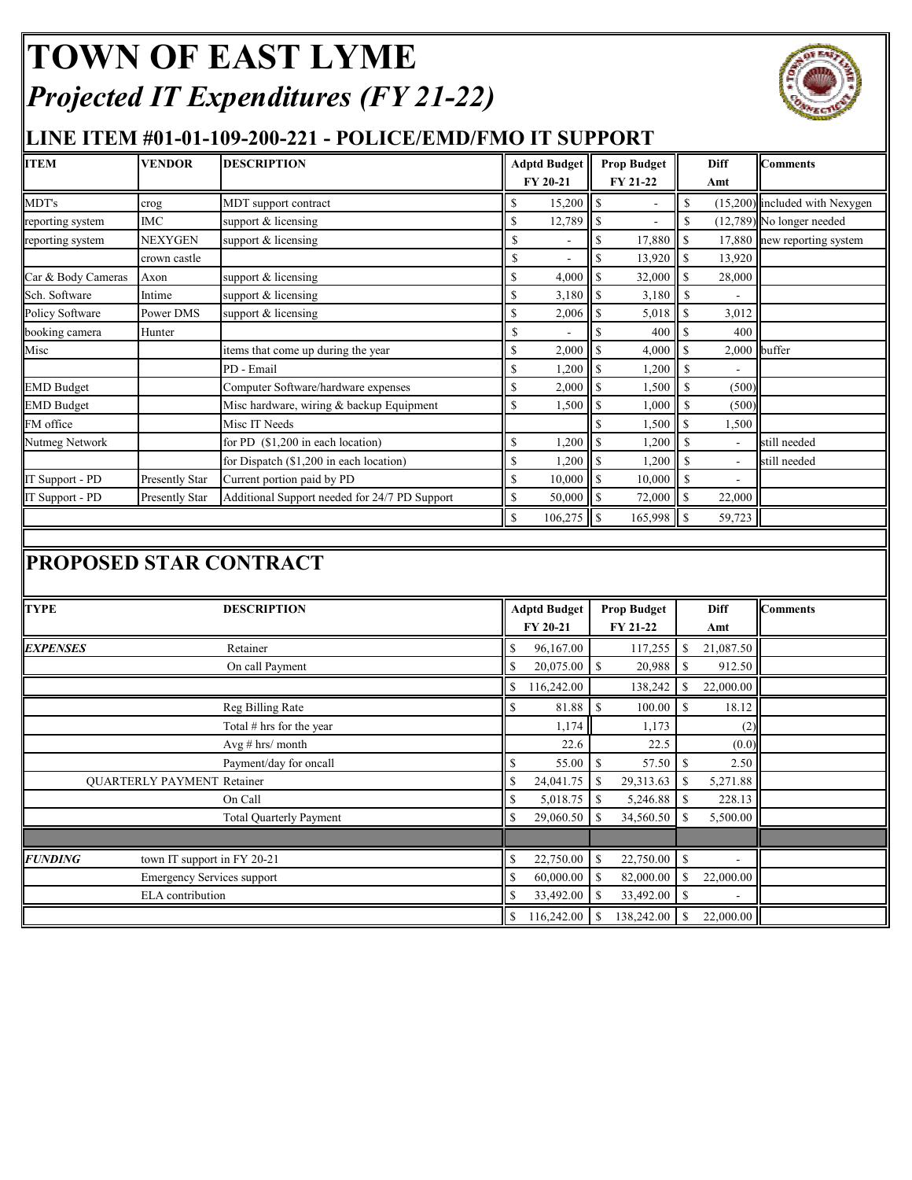# TOWN OF EAST LYME

## *Projected IT Expenditures (FY 21-22)*

### LINE ITEM #01-01-109-200-221 - POLICE/EMD/FMO IT SUPPORT

| ITEM | VENDOR | DESCRIPTION | Adptd Budget FY 20-21 | Prop Budget FY 21-22 | Diff Amt | Comments |
|---|---|---|---|---|---|---|
| MDT's | crog | MDT support contract | $ 15,200 | $ - | $ (15,200) | included with Nexygen |
| reporting system | IMC | support & licensing | $ 12,789 | $ - | $ (12,789) | No longer needed |
| reporting system | NEXYGEN | support & licensing | $ - | $ 17,880 | $ 17,880 | new reporting system |
| | crown castle | | $ - | $ 13,920 | $ 13,920 | |
| Car & Body Cameras | Axon | support & licensing | $ 4,000 | $ 32,000 | $ 28,000 | |
| Sch. Software | Intime | support & licensing | $ 3,180 | $ 3,180 | $ - | |
| Policy Software | Power DMS | support & licensing | $ 2,006 | $ 5,018 | $ 3,012 | |
| booking camera | Hunter | | $ - | $ 400 | $ 400 | |
| Misc | | items that come up during the year | $ 2,000 | $ 4,000 | $ 2,000 | buffer |
| | | PD - Email | $ 1,200 | $ 1,200 | $ - | |
| EMD Budget | | Computer Software/hardware expenses | $ 2,000 | $ 1,500 | $ (500) | |
| EMD Budget | | Misc hardware, wiring & backup Equipment | $ 1,500 | $ 1,000 | $ (500) | |
| FM office | | Misc IT Needs | | $ 1,500 | $ 1,500 | |
| Nutmeg Network | | for PD ($1,200 in each location) | $ 1,200 | $ 1,200 | $ - | still needed |
| | | for Dispatch ($1,200 in each location) | $ 1,200 | $ 1,200 | $ - | still needed |
| IT Support - PD | Presently Star | Current portion paid by PD | $ 10,000 | $ 10,000 | $ - | |
| IT Support - PD | Presently Star | Additional Support needed for 24/7 PD Support | $ 50,000 | $ 72,000 | $ 22,000 | |
| | | | $ 106,275 | $ 165,998 | $ 59,723 | |

## PROPOSED STAR CONTRACT

| TYPE | DESCRIPTION | Adptd Budget FY 20-21 | Prop Budget FY 21-22 | Diff Amt | Comments |
|---|---|---|---|---|---|
| ***EXPENSES*** | Retainer | $ 96,167.00 | 117,255 | $ 21,087.50 | |
| | On call Payment | $ 20,075.00 | $ 20,988 | $ 912.50 | |
| | | $ 116,242.00 | 138,242 | $ 22,000.00 | |
| | Reg Billing Rate | $ 81.88 | $ 100.00 | $ 18.12 | |
| | Total # hrs for the year | 1,174 | 1,173 | (2) | |
| | Avg # hrs/ month | 22.6 | 22.5 | (0.0) | |
| | Payment/day for oncall | $ 55.00 | $ 57.50 | $ 2.50 | |
| QUARTERLY PAYMENT | Retainer | $ 24,041.75 | $ 29,313.63 | $ 5,271.88 | |
| | On Call | $ 5,018.75 | $ 5,246.88 | $ 228.13 | |
| | Total Quarterly Payment | $ 29,060.50 | $ 34,560.50 | $ 5,500.00 | |
| | | | | | |
| ***FUNDING*** | town IT support in FY 20-21 | $ 22,750.00 | $ 22,750.00 | $ - | |
| | Emergency Services support | $ 60,000.00 | $ 82,000.00 | $ 22,000.00 | |
| | ELA contribution | $ 33,492.00 | $ 33,492.00 | $ - | |
| | | $ 116,242.00 | $ 138,242.00 | $ 22,000.00 | |